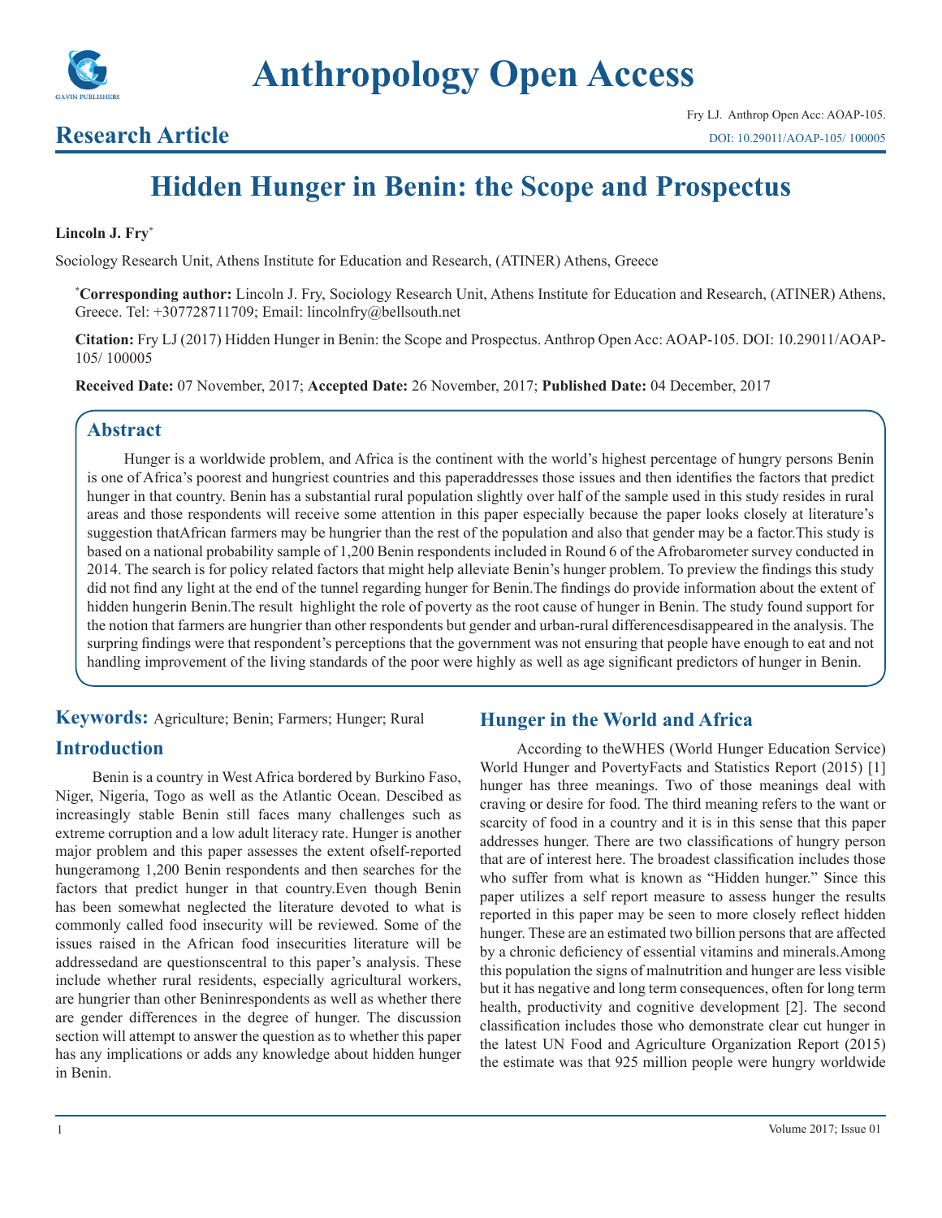# Anthropology Open Access

## Research Article

Fry LJ. Anthrop Open Acc: AOAP-105.
DOI: 10.29011/AOAP-105/ 100005

# Hidden Hunger in Benin: the Scope and Prospectus

**Lincoln J. Fry***

Sociology Research Unit, Athens Institute for Education and Research, (ATINER) Athens, Greece

***Corresponding author:** Lincoln J. Fry, Sociology Research Unit, Athens Institute for Education and Research, (ATINER) Athens, Greece. Tel: +307728711709; Email: lincolnfry@bellsouth.net

**Citation:** Fry LJ (2017) Hidden Hunger in Benin: the Scope and Prospectus. Anthrop Open Acc: AOAP-105. DOI: 10.29011/AOAP-105/ 100005

**Received Date:** 07 November, 2017; **Accepted Date:** 26 November, 2017; **Published Date:** 04 December, 2017

## Abstract

Hunger is a worldwide problem, and Africa is the continent with the world's highest percentage of hungry persons Benin is one of Africa's poorest and hungriest countries and this paperaddresses those issues and then identifies the factors that predict hunger in that country. Benin has a substantial rural population slightly over half of the sample used in this study resides in rural areas and those respondents will receive some attention in this paper especially because the paper looks closely at literature's suggestion thatAfrican farmers may be hungrier than the rest of the population and also that gender may be a factor.This study is based on a national probability sample of 1,200 Benin respondents included in Round 6 of the Afrobarometer survey conducted in 2014. The search is for policy related factors that might help alleviate Benin's hunger problem. To preview the findings this study did not find any light at the end of the tunnel regarding hunger for Benin.The findings do provide information about the extent of hidden hungerin Benin.The result highlight the role of poverty as the root cause of hunger in Benin. The study found support for the notion that farmers are hungrier than other respondents but gender and urban-rural differencesdisappeared in the analysis. The surpring findings were that respondent's perceptions that the government was not ensuring that people have enough to eat and not handling improvement of the living standards of the poor were highly as well as age significant predictors of hunger in Benin.

**Keywords:** Agriculture; Benin; Farmers; Hunger; Rural

## Introduction

Benin is a country in West Africa bordered by Burkino Faso, Niger, Nigeria, Togo as well as the Atlantic Ocean. Descibed as increasingly stable Benin still faces many challenges such as extreme corruption and a low adult literacy rate. Hunger is another major problem and this paper assesses the extent ofself-reported hungeramong 1,200 Benin respondents and then searches for the factors that predict hunger in that country.Even though Benin has been somewhat neglected the literature devoted to what is commonly called food insecurity will be reviewed. Some of the issues raised in the African food insecurities literature will be addressedand are questionscentral to this paper's analysis. These include whether rural residents, especially agricultural workers, are hungrier than other Beninrespondents as well as whether there are gender differences in the degree of hunger. The discussion section will attempt to answer the question as to whether this paper has any implications or adds any knowledge about hidden hunger in Benin.

## Hunger in the World and Africa

According to theWHES (World Hunger Education Service) World Hunger and PovertyFacts and Statistics Report (2015) [1] hunger has three meanings. Two of those meanings deal with craving or desire for food. The third meaning refers to the want or scarcity of food in a country and it is in this sense that this paper addresses hunger. There are two classifications of hungry person that are of interest here. The broadest classification includes those who suffer from what is known as "Hidden hunger." Since this paper utilizes a self report measure to assess hunger the results reported in this paper may be seen to more closely reflect hidden hunger. These are an estimated two billion persons that are affected by a chronic deficiency of essential vitamins and minerals.Among this population the signs of malnutrition and hunger are less visible but it has negative and long term consequences, often for long term health, productivity and cognitive development [2]. The second classification includes those who demonstrate clear cut hunger in the latest UN Food and Agriculture Organization Report (2015) the estimate was that 925 million people were hungry worldwide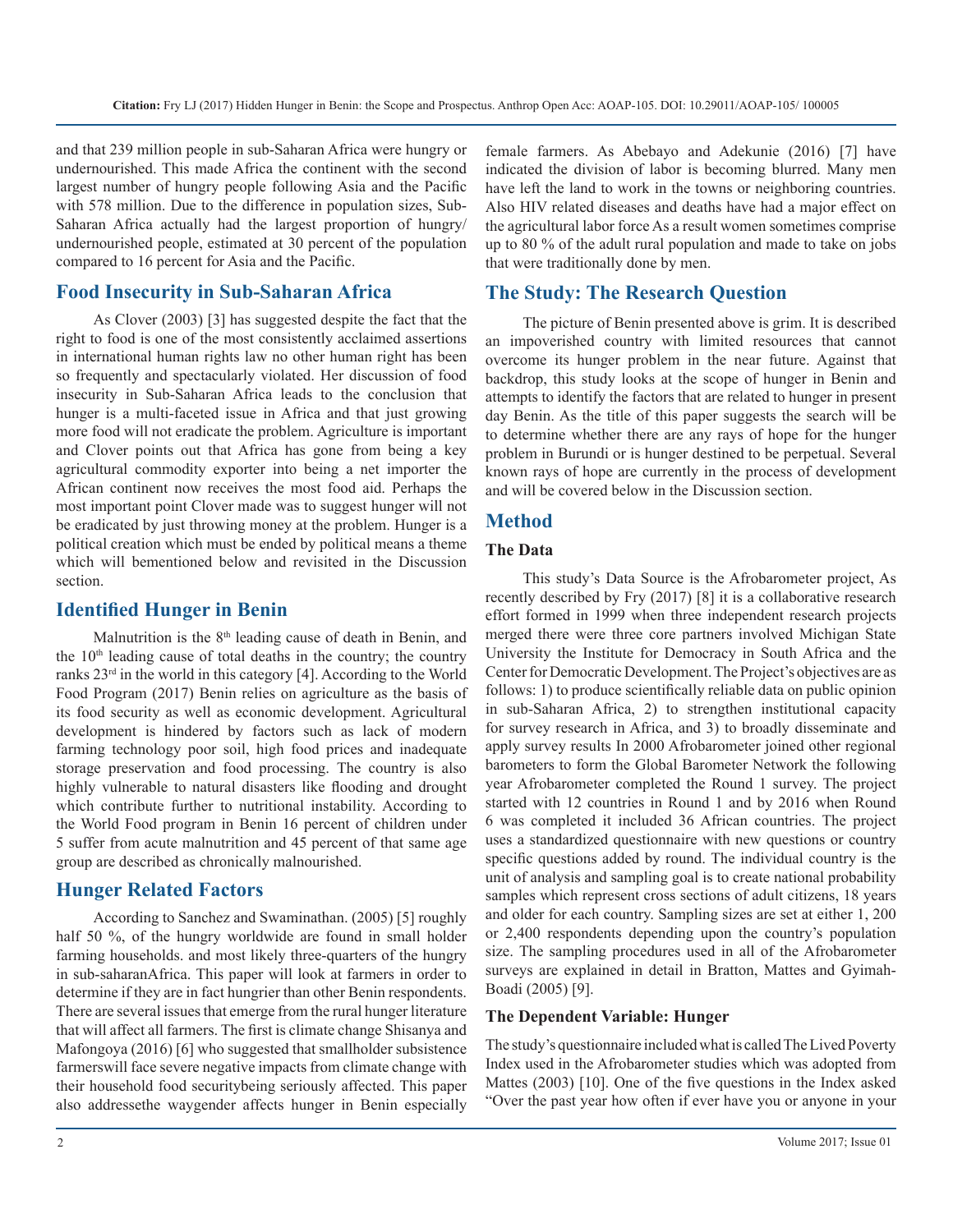and that 239 million people in sub-Saharan Africa were hungry or undernourished. This made Africa the continent with the second largest number of hungry people following Asia and the Pacific with 578 million. Due to the difference in population sizes, Sub-Saharan Africa actually had the largest proportion of hungry/undernourished people, estimated at 30 percent of the population compared to 16 percent for Asia and the Pacific.

## Food Insecurity in Sub-Saharan Africa

As Clover (2003) [3] has suggested despite the fact that the right to food is one of the most consistently acclaimed assertions in international human rights law no other human right has been so frequently and spectacularly violated. Her discussion of food insecurity in Sub-Saharan Africa leads to the conclusion that hunger is a multi-faceted issue in Africa and that just growing more food will not eradicate the problem. Agriculture is important and Clover points out that Africa has gone from being a key agricultural commodity exporter into being a net importer the African continent now receives the most food aid. Perhaps the most important point Clover made was to suggest hunger will not be eradicated by just throwing money at the problem. Hunger is a political creation which must be ended by political means a theme which will bementioned below and revisited in the Discussion section.

## Identified Hunger in Benin

Malnutrition is the 8th leading cause of death in Benin, and the 10th leading cause of total deaths in the country; the country ranks 23rd in the world in this category [4]. According to the World Food Program (2017) Benin relies on agriculture as the basis of its food security as well as economic development. Agricultural development is hindered by factors such as lack of modern farming technology poor soil, high food prices and inadequate storage preservation and food processing. The country is also highly vulnerable to natural disasters like flooding and drought which contribute further to nutritional instability. According to the World Food program in Benin 16 percent of children under 5 suffer from acute malnutrition and 45 percent of that same age group are described as chronically malnourished.

## Hunger Related Factors

According to Sanchez and Swaminathan. (2005) [5] roughly half 50 %, of the hungry worldwide are found in small holder farming households. and most likely three-quarters of the hungry in sub-saharanAfrica. This paper will look at farmers in order to determine if they are in fact hungrier than other Benin respondents. There are several issues that emerge from the rural hunger literature that will affect all farmers. The first is climate change Shisanya and Mafongoya (2016) [6] who suggested that smallholder subsistence farmerswill face severe negative impacts from climate change with their household food securitybeing seriously affected. This paper also addressethe waygender affects hunger in Benin especially female farmers. As Abebayo and Adekunie (2016) [7] have indicated the division of labor is becoming blurred. Many men have left the land to work in the towns or neighboring countries. Also HIV related diseases and deaths have had a major effect on the agricultural labor force As a result women sometimes comprise up to 80 % of the adult rural population and made to take on jobs that were traditionally done by men.

## The Study: The Research Question

The picture of Benin presented above is grim. It is described an impoverished country with limited resources that cannot overcome its hunger problem in the near future. Against that backdrop, this study looks at the scope of hunger in Benin and attempts to identify the factors that are related to hunger in present day Benin. As the title of this paper suggests the search will be to determine whether there are any rays of hope for the hunger problem in Burundi or is hunger destined to be perpetual. Several known rays of hope are currently in the process of development and will be covered below in the Discussion section.

## Method

### The Data

This study's Data Source is the Afrobarometer project, As recently described by Fry (2017) [8] it is a collaborative research effort formed in 1999 when three independent research projects merged there were three core partners involved Michigan State University the Institute for Democracy in South Africa and the Center for Democratic Development. The Project's objectives are as follows: 1) to produce scientifically reliable data on public opinion in sub-Saharan Africa, 2) to strengthen institutional capacity for survey research in Africa, and 3) to broadly disseminate and apply survey results In 2000 Afrobarometer joined other regional barometers to form the Global Barometer Network the following year Afrobarometer completed the Round 1 survey. The project started with 12 countries in Round 1 and by 2016 when Round 6 was completed it included 36 African countries. The project uses a standardized questionnaire with new questions or country specific questions added by round. The individual country is the unit of analysis and sampling goal is to create national probability samples which represent cross sections of adult citizens, 18 years and older for each country. Sampling sizes are set at either 1, 200 or 2,400 respondents depending upon the country's population size. The sampling procedures used in all of the Afrobarometer surveys are explained in detail in Bratton, Mattes and Gyimah-Boadi (2005) [9].

### The Dependent Variable: Hunger

The study's questionnaire included what is called The Lived Poverty Index used in the Afrobarometer studies which was adopted from Mattes (2003) [10]. One of the five questions in the Index asked "Over the past year how often if ever have you or anyone in your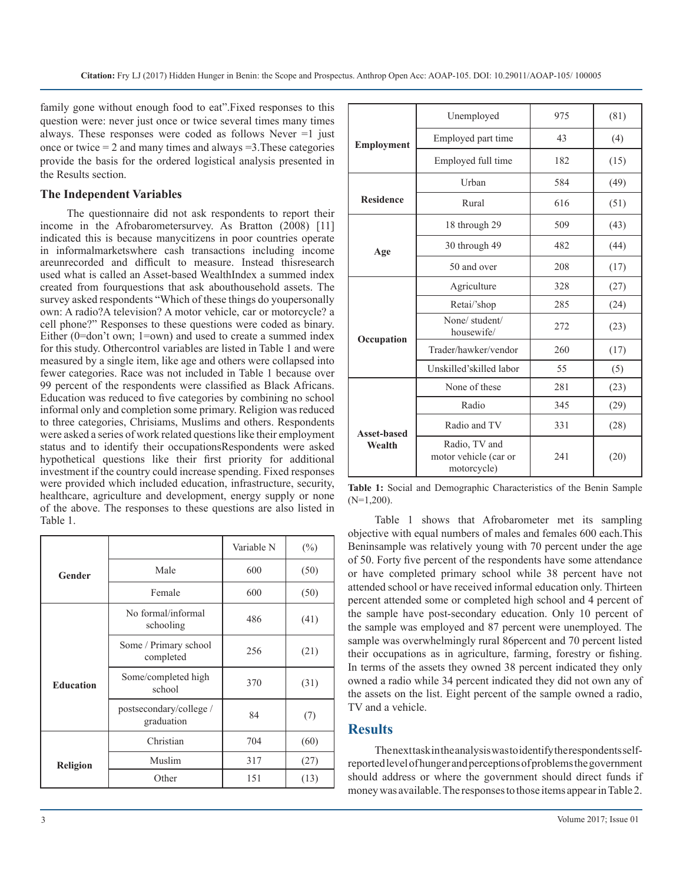family gone without enough food to eat".Fixed responses to this question were: never just once or twice several times many times always. These responses were coded as follows Never =1 just once or twice = 2 and many times and always =3.These categories provide the basis for the ordered logistical analysis presented in the Results section.

### The Independent Variables

The questionnaire did not ask respondents to report their income in the Afrobarometersurvey. As Bratton (2008) [11] indicated this is because manycitizens in poor countries operate in informalmarketswhere cash transactions including income areunrecorded and difficult to measure. Instead thisresearch used what is called an Asset-based WealthIndex a summed index created from fourquestions that ask abouthousehold assets. The survey asked respondents "Which of these things do youpersonally own: A radio?A television? A motor vehicle, car or motorcycle? a cell phone?" Responses to these questions were coded as binary. Either (0=don't own; 1=own) and used to create a summed index for this study. Othercontrol variables are listed in Table 1 and were measured by a single item, like age and others were collapsed into fewer categories. Race was not included in Table 1 because over 99 percent of the respondents were classified as Black Africans. Education was reduced to five categories by combining no school informal only and completion some primary. Religion was reduced to three categories, Chrisiams, Muslims and others. Respondents were asked a series of work related questions like their employment status and to identify their occupationsRespondents were asked hypothetical questions like their first priority for additional investment if the country could increase spending. Fixed responses were provided which included education, infrastructure, security, healthcare, agriculture and development, energy supply or none of the above. The responses to these questions are also listed in Table 1.

| | | Variable N | (%) |
|---|---|---|---|
| **Gender** | Male | 600 | (50) |
| | Female | 600 | (50) |
| **Education** | No formal/informal schooling | 486 | (41) |
| | Some / Primary school completed | 256 | (21) |
| | Some/completed high school | 370 | (31) |
| | postsecondary/college / graduation | 84 | (7) |
| **Religion** | Christian | 704 | (60) |
| | Muslim | 317 | (27) |
| | Other | 151 | (13) |
| **Employment** | Unemployed | 975 | (81) |
| | Employed part time | 43 | (4) |
| | Employed full time | 182 | (15) |
| **Residence** | Urban | 584 | (49) |
| | Rural | 616 | (51) |
| **Age** | 18 through 29 | 509 | (43) |
| | 30 through 49 | 482 | (44) |
| | 50 and over | 208 | (17) |
| **Occupation** | Agriculture | 328 | (27) |
| | Retai/'shop | 285 | (24) |
| | None/ student/ housewife/ | 272 | (23) |
| | Trader/hawker/vendor | 260 | (17) |
| | Unskilled'skilled labor | 55 | (5) |
| **Asset-based Wealth** | None of these | 281 | (23) |
| | Radio | 345 | (29) |
| | Radio and TV | 331 | (28) |
| | Radio, TV and motor vehicle (car or motorcycle) | 241 | (20) |

**Table 1:** Social and Demographic Characteristics of the Benin Sample (N=1,200).

Table 1 shows that Afrobarometer met its sampling objective with equal numbers of males and females 600 each.This Beninsample was relatively young with 70 percent under the age of 50. Forty five percent of the respondents have some attendance or have completed primary school while 38 percent have not attended school or have received informal education only. Thirteen percent attended some or completed high school and 4 percent of the sample have post-secondary education. Only 10 percent of the sample was employed and 87 percent were unemployed. The sample was overwhelmingly rural 86percent and 70 percent listed their occupations as in agriculture, farming, forestry or fishing. In terms of the assets they owned 38 percent indicated they only owned a radio while 34 percent indicated they did not own any of the assets on the list. Eight percent of the sample owned a radio, TV and a vehicle.

## Results

Thenexttaskintheanalysiswastoidentifytherespondentsself-reportedlevelofhungerandperceptionsofproblemsthegovernment should address or where the government should direct funds if money was available. The responses to those items appear in Table 2.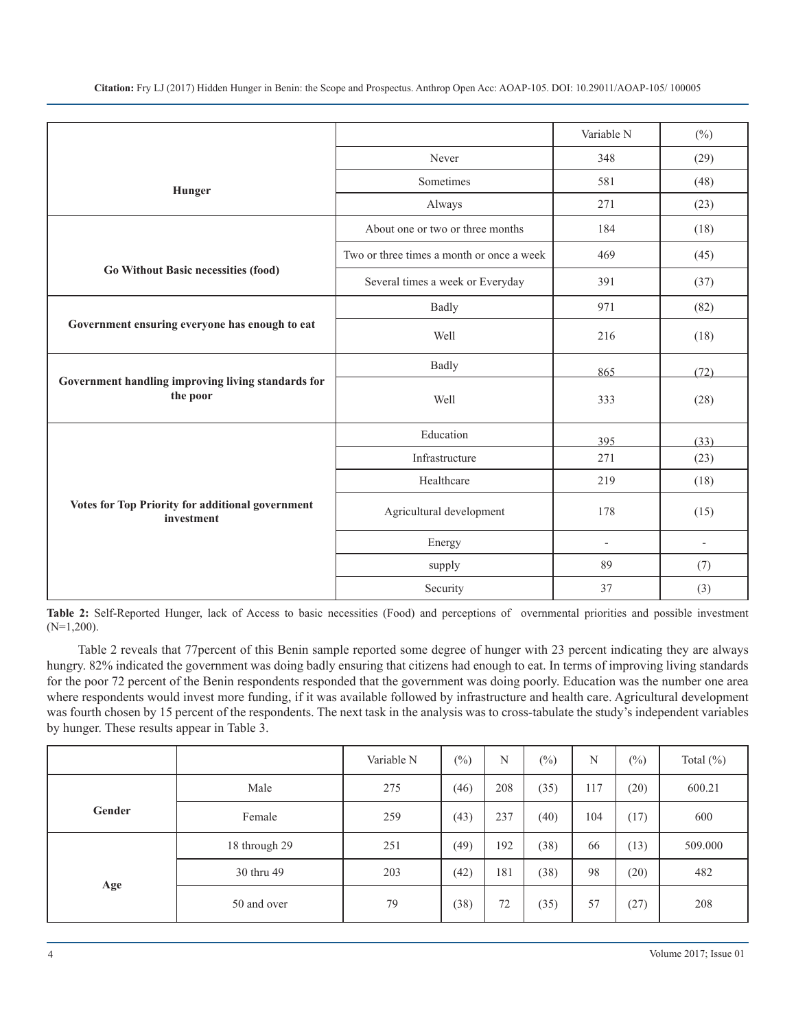| | | Variable N | (%) |
|---|---|---|---|
| **Hunger** | Never | 348 | (29) |
| | Sometimes | 581 | (48) |
| | Always | 271 | (23) |
| **Go Without Basic necessities (food)** | About one or two or three months | 184 | (18) |
| | Two or three times a month or once a week | 469 | (45) |
| | Several times a week or Everyday | 391 | (37) |
| **Government ensuring everyone has enough to eat** | Badly | 971 | (82) |
| | Well | 216 | (18) |
| **Government handling improving living standards for the poor** | Badly | 865 | (72) |
| | Well | 333 | (28) |
| **Votes for Top Priority for additional government investment** | Education | 395 | (33) |
| | Infrastructure | 271 | (23) |
| | Healthcare | 219 | (18) |
| | Agricultural development | 178 | (15) |
| | Energy | - | - |
| | supply | 89 | (7) |
| | Security | 37 | (3) |

**Table 2:** Self-Reported Hunger, lack of Access to basic necessities (Food) and perceptions of overnmental priorities and possible investment (N=1,200).

Table 2 reveals that 77percent of this Benin sample reported some degree of hunger with 23 percent indicating they are always hungry. 82% indicated the government was doing badly ensuring that citizens had enough to eat. In terms of improving living standards for the poor 72 percent of the Benin respondents responded that the government was doing poorly. Education was the number one area where respondents would invest more funding, if it was available followed by infrastructure and health care. Agricultural development was fourth chosen by 15 percent of the respondents. The next task in the analysis was to cross-tabulate the study's independent variables by hunger. These results appear in Table 3.

| | | Variable N | (%) | N | (%) | N | (%) | Total (%) |
|---|---|---|---|---|---|---|---|---|
| **Gender** | Male | 275 | (46) | 208 | (35) | 117 | (20) | 600.21 |
| | Female | 259 | (43) | 237 | (40) | 104 | (17) | 600 |
| **Age** | 18 through 29 | 251 | (49) | 192 | (38) | 66 | (13) | 509.000 |
| | 30 thru 49 | 203 | (42) | 181 | (38) | 98 | (20) | 482 |
| | 50 and over | 79 | (38) | 72 | (35) | 57 | (27) | 208 |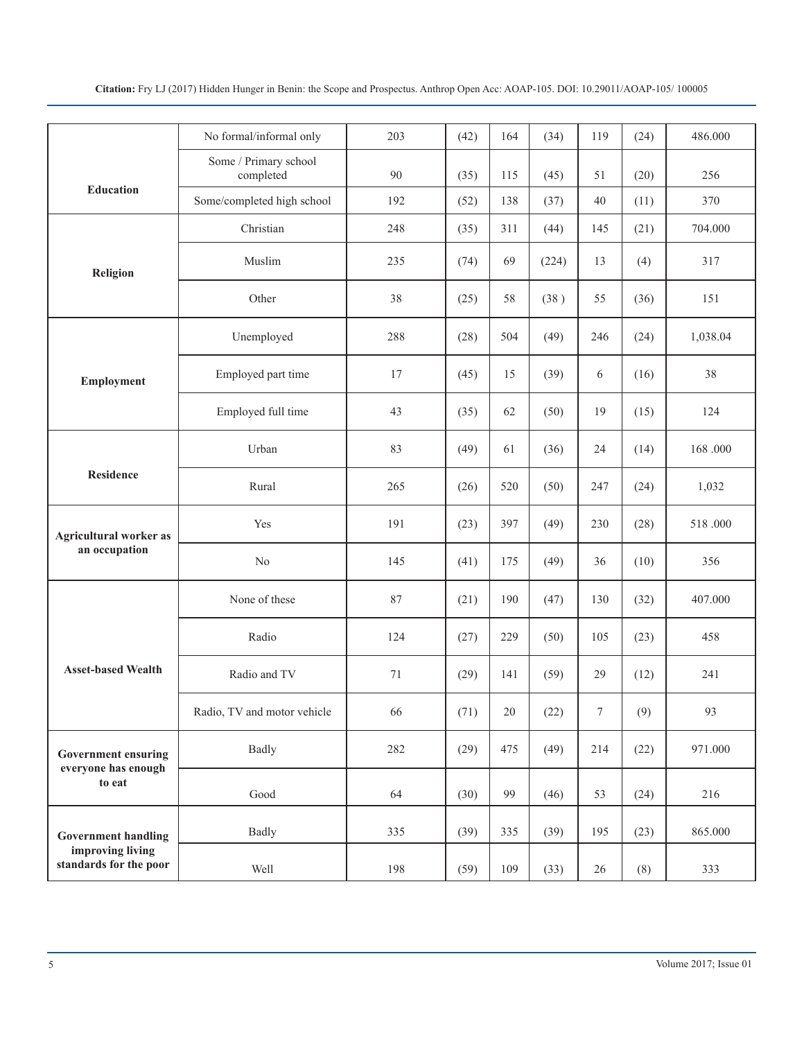| | | | | | | | | |
|---|---|---|---|---|---|---|---|---|
| Education | No formal/informal only | 203 | (42) | 164 | (34) | 119 | (24) | 486.000 |
| | Some / Primary school completed | 90 | (35) | 115 | (45) | 51 | (20) | 256 |
| | Some/completed high school | 192 | (52) | 138 | (37) | 40 | (11) | 370 |
| Religion | Christian | 248 | (35) | 311 | (44) | 145 | (21) | 704.000 |
| | Muslim | 235 | (74) | 69 | (224) | 13 | (4) | 317 |
| | Other | 38 | (25) | 58 | (38 ) | 55 | (36) | 151 |
| Employment | Unemployed | 288 | (28) | 504 | (49) | 246 | (24) | 1,038.04 |
| | Employed part time | 17 | (45) | 15 | (39) | 6 | (16) | 38 |
| | Employed full time | 43 | (35) | 62 | (50) | 19 | (15) | 124 |
| Residence | Urban | 83 | (49) | 61 | (36) | 24 | (14) | 168 .000 |
| | Rural | 265 | (26) | 520 | (50) | 247 | (24) | 1,032 |
| Agricultural worker as an occupation | Yes | 191 | (23) | 397 | (49) | 230 | (28) | 518 .000 |
| | No | 145 | (41) | 175 | (49) | 36 | (10) | 356 |
| Asset-based Wealth | None of these | 87 | (21) | 190 | (47) | 130 | (32) | 407.000 |
| | Radio | 124 | (27) | 229 | (50) | 105 | (23) | 458 |
| | Radio and TV | 71 | (29) | 141 | (59) | 29 | (12) | 241 |
| | Radio, TV and motor vehicle | 66 | (71) | 20 | (22) | 7 | (9) | 93 |
| Government ensuring everyone has enough to eat | Badly | 282 | (29) | 475 | (49) | 214 | (22) | 971.000 |
| | Good | 64 | (30) | 99 | (46) | 53 | (24) | 216 |
| Government handling improving living standards for the poor | Badly | 335 | (39) | 335 | (39) | 195 | (23) | 865.000 |
| | Well | 198 | (59) | 109 | (33) | 26 | (8) | 333 |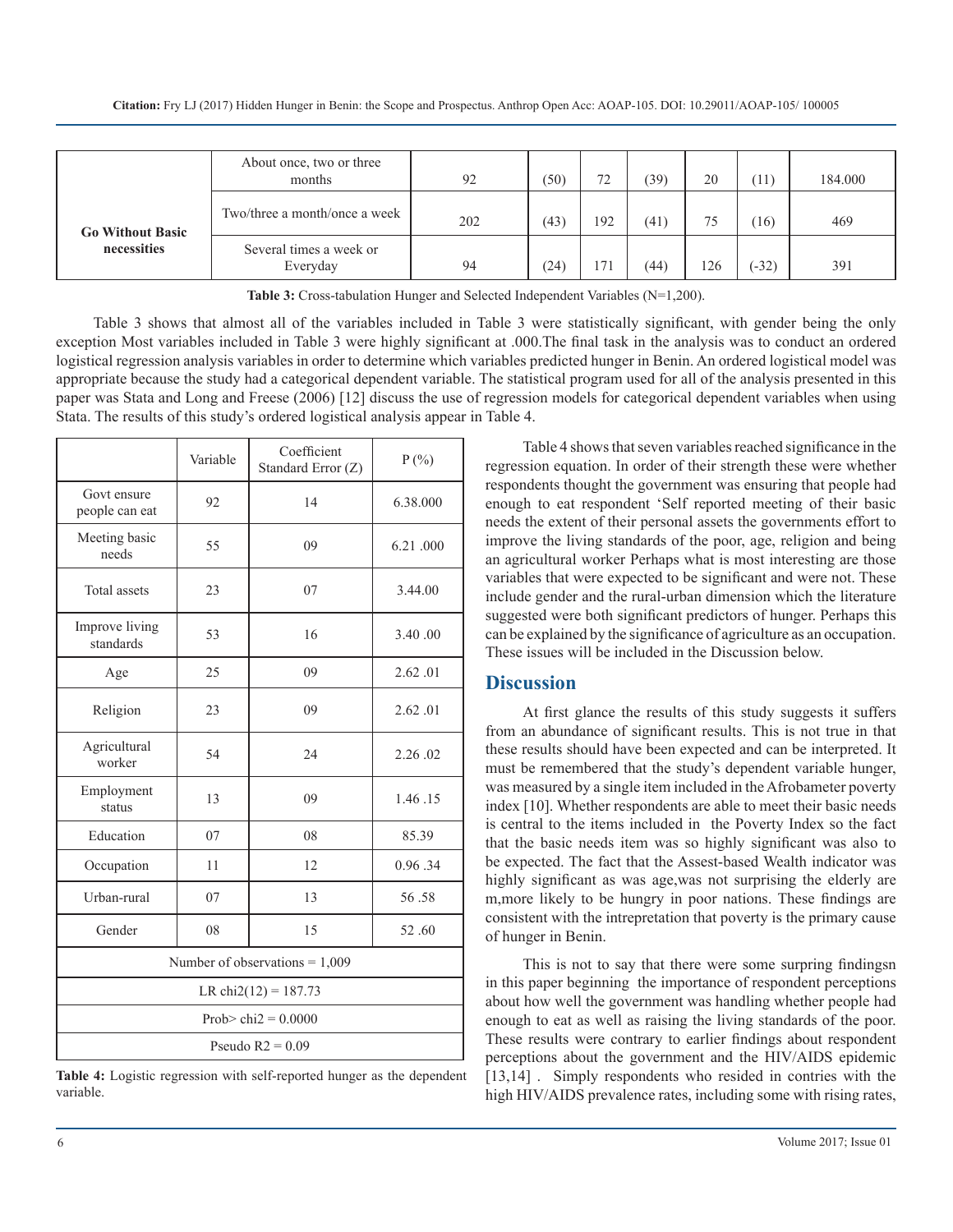| | | | | | | | | |
|---|---|---|---|---|---|---|---|---|
| **Go Without Basic necessities** | About once, two or three months | 92 | (50) | 72 | (39) | 20 | (11) | 184.000 |
| | Two/three a month/once a week | 202 | (43) | 192 | (41) | 75 | (16) | 469 |
| | Several times a week or Everyday | 94 | (24) | 171 | (44) | 126 | (-32) | 391 |

**Table 3:** Cross-tabulation Hunger and Selected Independent Variables (N=1,200).

Table 3 shows that almost all of the variables included in Table 3 were statistically significant, with gender being the only exception Most variables included in Table 3 were highly significant at .000.The final task in the analysis was to conduct an ordered logistical regression analysis variables in order to determine which variables predicted hunger in Benin. An ordered logistical model was appropriate because the study had a categorical dependent variable. The statistical program used for all of the analysis presented in this paper was Stata and Long and Freese (2006) [12] discuss the use of regression models for categorical dependent variables when using Stata. The results of this study's ordered logistical analysis appear in Table 4.

| | Variable | Coefficient Standard Error (Z) | P (%) |
|---|---|---|---|
| Govt ensure people can eat | 92 | 14 | 6.38.000 |
| Meeting basic needs | 55 | 09 | 6.21 .000 |
| Total assets | 23 | 07 | 3.44.00 |
| Improve living standards | 53 | 16 | 3.40 .00 |
| Age | 25 | 09 | 2.62 .01 |
| Religion | 23 | 09 | 2.62 .01 |
| Agricultural worker | 54 | 24 | 2.26 .02 |
| Employment status | 13 | 09 | 1.46 .15 |
| Education | 07 | 08 | 85.39 |
| Occupation | 11 | 12 | 0.96 .34 |
| Urban-rural | 07 | 13 | 56 .58 |
| Gender | 08 | 15 | 52 .60 |
| Number of observations = 1,009 | | | |
| LR chi2(12) = 187.73 | | | |
| Prob> chi2 = 0.0000 | | | |
| Pseudo R2 = 0.09 | | | |

**Table 4:** Logistic regression with self-reported hunger as the dependent variable.

Table 4 shows that seven variables reached significance in the regression equation. In order of their strength these were whether respondents thought the government was ensuring that people had enough to eat respondent 'Self reported meeting of their basic needs the extent of their personal assets the governments effort to improve the living standards of the poor, age, religion and being an agricultural worker Perhaps what is most interesting are those variables that were expected to be significant and were not. These include gender and the rural-urban dimension which the literature suggested were both significant predictors of hunger. Perhaps this can be explained by the significance of agriculture as an occupation. These issues will be included in the Discussion below.

## Discussion

At first glance the results of this study suggests it suffers from an abundance of significant results. This is not true in that these results should have been expected and can be interpreted. It must be remembered that the study's dependent variable hunger, was measured by a single item included in the Afrobameter poverty index [10]. Whether respondents are able to meet their basic needs is central to the items included in the Poverty Index so the fact that the basic needs item was so highly significant was also to be expected. The fact that the Assest-based Wealth indicator was highly significant as was age,was not surprising the elderly are m,more likely to be hungry in poor nations. These findings are consistent with the intrepretation that poverty is the primary cause of hunger in Benin.

This is not to say that there were some surpring findingsn in this paper beginning the importance of respondent perceptions about how well the government was handling whether people had enough to eat as well as raising the living standards of the poor. These results were contrary to earlier findings about respondent perceptions about the government and the HIV/AIDS epidemic [13,14] . Simply respondents who resided in contries with the high HIV/AIDS prevalence rates, including some with rising rates,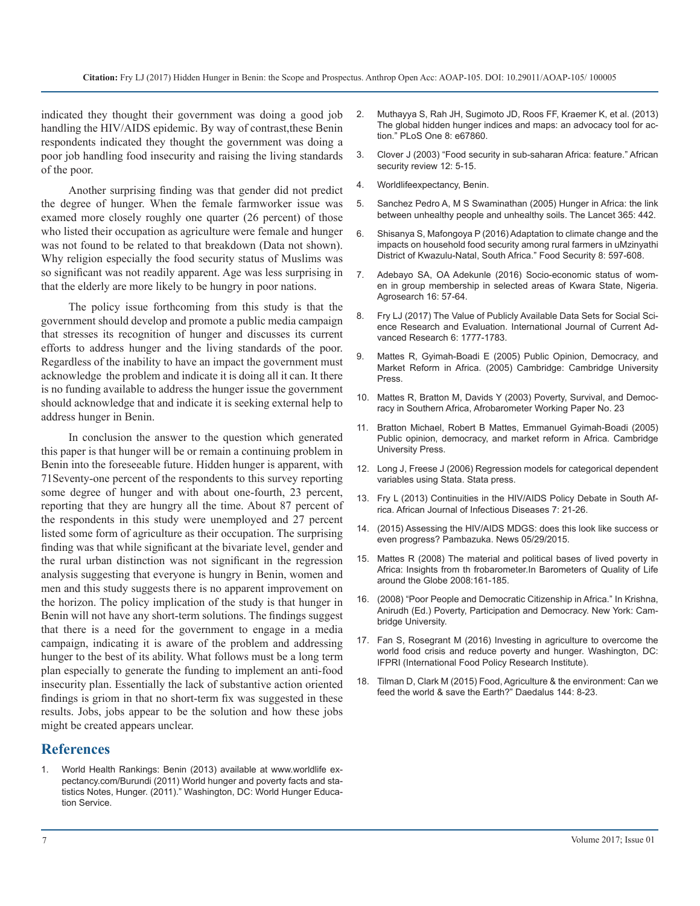indicated they thought their government was doing a good job handling the HIV/AIDS epidemic. By way of contrast,these Benin respondents indicated they thought the government was doing a poor job handling food insecurity and raising the living standards of the poor.

Another surprising finding was that gender did not predict the degree of hunger. When the female farmworker issue was examed more closely roughly one quarter (26 percent) of those who listed their occupation as agriculture were female and hunger was not found to be related to that breakdown (Data not shown). Why religion especially the food security status of Muslims was so significant was not readily apparent. Age was less surprising in that the elderly are more likely to be hungry in poor nations.

The policy issue forthcoming from this study is that the government should develop and promote a public media campaign that stresses its recognition of hunger and discusses its current efforts to address hunger and the living standards of the poor. Regardless of the inability to have an impact the government must acknowledge the problem and indicate it is doing all it can. It there is no funding available to address the hunger issue the government should acknowledge that and indicate it is seeking external help to address hunger in Benin.

In conclusion the answer to the question which generated this paper is that hunger will be or remain a continuing problem in Benin into the foreseeable future. Hidden hunger is apparent, with 71Seventy-one percent of the respondents to this survey reporting some degree of hunger and with about one-fourth, 23 percent, reporting that they are hungry all the time. About 87 percent of the respondents in this study were unemployed and 27 percent listed some form of agriculture as their occupation. The surprising finding was that while significant at the bivariate level, gender and the rural urban distinction was not significant in the regression analysis suggesting that everyone is hungry in Benin, women and men and this study suggests there is no apparent improvement on the horizon. The policy implication of the study is that hunger in Benin will not have any short-term solutions. The findings suggest that there is a need for the government to engage in a media campaign, indicating it is aware of the problem and addressing hunger to the best of its ability. What follows must be a long term plan especially to generate the funding to implement an anti-food insecurity plan. Essentially the lack of substantive action oriented findings is griom in that no short-term fix was suggested in these results. Jobs, jobs appear to be the solution and how these jobs might be created appears unclear.

# References

1. World Health Rankings: Benin (2013) available at www.worldlife expectancy.com/Burundi (2011) World hunger and poverty facts and statistics Notes, Hunger. (2011)." Washington, DC: World Hunger Education Service.
2. Muthayya S, Rah JH, Sugimoto JD, Roos FF, Kraemer K, et al. (2013) The global hidden hunger indices and maps: an advocacy tool for action." PLoS One 8: e67860.
3. Clover J (2003) "Food security in sub-saharan Africa: feature." African security review 12: 5-15.
4. Worldlifeexpectancy, Benin.
5. Sanchez Pedro A, M S Swaminathan (2005) Hunger in Africa: the link between unhealthy people and unhealthy soils. The Lancet 365: 442.
6. Shisanya S, Mafongoya P (2016) Adaptation to climate change and the impacts on household food security among rural farmers in uMzinyathi District of Kwazulu-Natal, South Africa." Food Security 8: 597-608.
7. Adebayo SA, OA Adekunle (2016) Socio-economic status of women in group membership in selected areas of Kwara State, Nigeria. Agrosearch 16: 57-64.
8. Fry LJ (2017) The Value of Publicly Available Data Sets for Social Science Research and Evaluation. International Journal of Current Advanced Research 6: 1777-1783.
9. Mattes R, Gyimah-Boadi E (2005) Public Opinion, Democracy, and Market Reform in Africa. (2005) Cambridge: Cambridge University Press.
10. Mattes R, Bratton M, Davids Y (2003) Poverty, Survival, and Democracy in Southern Africa, Afrobarometer Working Paper No. 23
11. Bratton Michael, Robert B Mattes, Emmanuel Gyimah-Boadi (2005) Public opinion, democracy, and market reform in Africa. Cambridge University Press.
12. Long J, Freese J (2006) Regression models for categorical dependent variables using Stata. Stata press.
13. Fry L (2013) Continuities in the HIV/AIDS Policy Debate in South Africa. African Journal of Infectious Diseases 7: 21-26.
14. (2015) Assessing the HIV/AIDS MDGS: does this look like success or even progress? Pambazuka. News 05/29/2015.
15. Mattes R (2008) The material and political bases of lived poverty in Africa: Insights from th frobarometer.In Barometers of Quality of Life around the Globe 2008:161-185.
16. (2008) "Poor People and Democratic Citizenship in Africa." In Krishna, Anirudh (Ed.) Poverty, Participation and Democracy. New York: Cambridge University.
17. Fan S, Rosegrant M (2016) Investing in agriculture to overcome the world food crisis and reduce poverty and hunger. Washington, DC: IFPRI (International Food Policy Research Institute).
18. Tilman D, Clark M (2015) Food, Agriculture & the environment: Can we feed the world & save the Earth?" Daedalus 144: 8-23.